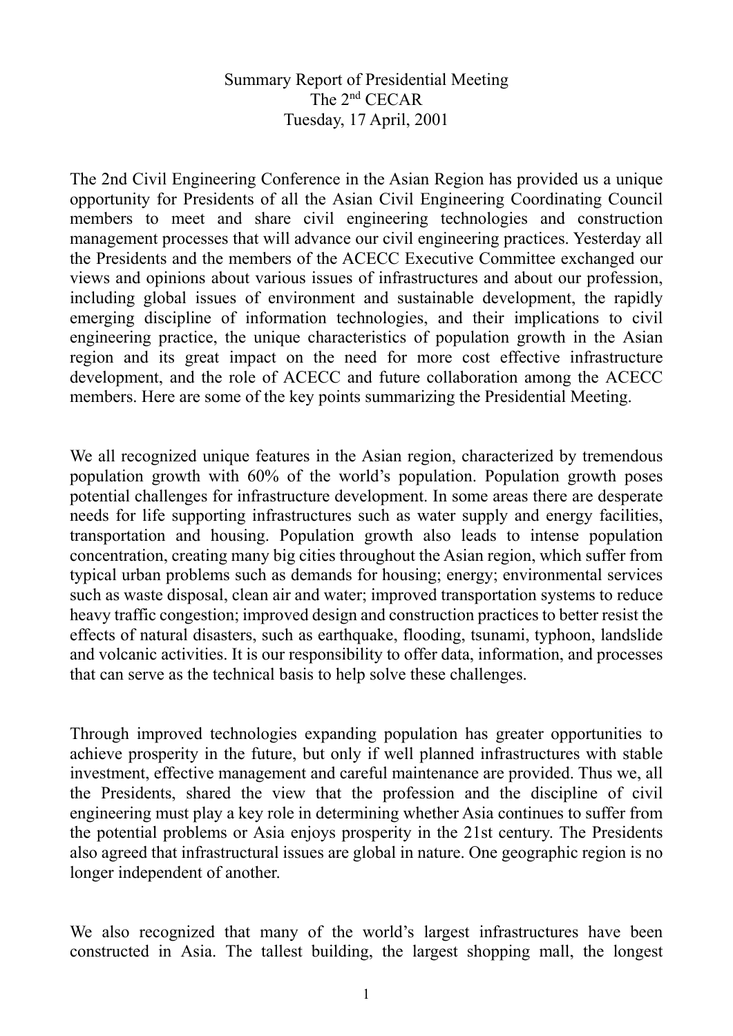# Summary Report of Presidential Meeting
## The 2nd CECAR
### Tuesday, 17 April, 2001

The 2nd Civil Engineering Conference in the Asian Region has provided us a unique opportunity for Presidents of all the Asian Civil Engineering Coordinating Council members to meet and share civil engineering technologies and construction management processes that will advance our civil engineering practices. Yesterday all the Presidents and the members of the ACECC Executive Committee exchanged our views and opinions about various issues of infrastructures and about our profession, including global issues of environment and sustainable development, the rapidly emerging discipline of information technologies, and their implications to civil engineering practice, the unique characteristics of population growth in the Asian region and its great impact on the need for more cost effective infrastructure development, and the role of ACECC and future collaboration among the ACECC members. Here are some of the key points summarizing the Presidential Meeting.

We all recognized unique features in the Asian region, characterized by tremendous population growth with 60% of the world's population. Population growth poses potential challenges for infrastructure development. In some areas there are desperate needs for life supporting infrastructures such as water supply and energy facilities, transportation and housing. Population growth also leads to intense population concentration, creating many big cities throughout the Asian region, which suffer from typical urban problems such as demands for housing; energy; environmental services such as waste disposal, clean air and water; improved transportation systems to reduce heavy traffic congestion; improved design and construction practices to better resist the effects of natural disasters, such as earthquake, flooding, tsunami, typhoon, landslide and volcanic activities. It is our responsibility to offer data, information, and processes that can serve as the technical basis to help solve these challenges.

Through improved technologies expanding population has greater opportunities to achieve prosperity in the future, but only if well planned infrastructures with stable investment, effective management and careful maintenance are provided. Thus we, all the Presidents, shared the view that the profession and the discipline of civil engineering must play a key role in determining whether Asia continues to suffer from the potential problems or Asia enjoys prosperity in the 21st century. The Presidents also agreed that infrastructural issues are global in nature. One geographic region is no longer independent of another.

We also recognized that many of the world's largest infrastructures have been constructed in Asia. The tallest building, the largest shopping mall, the longest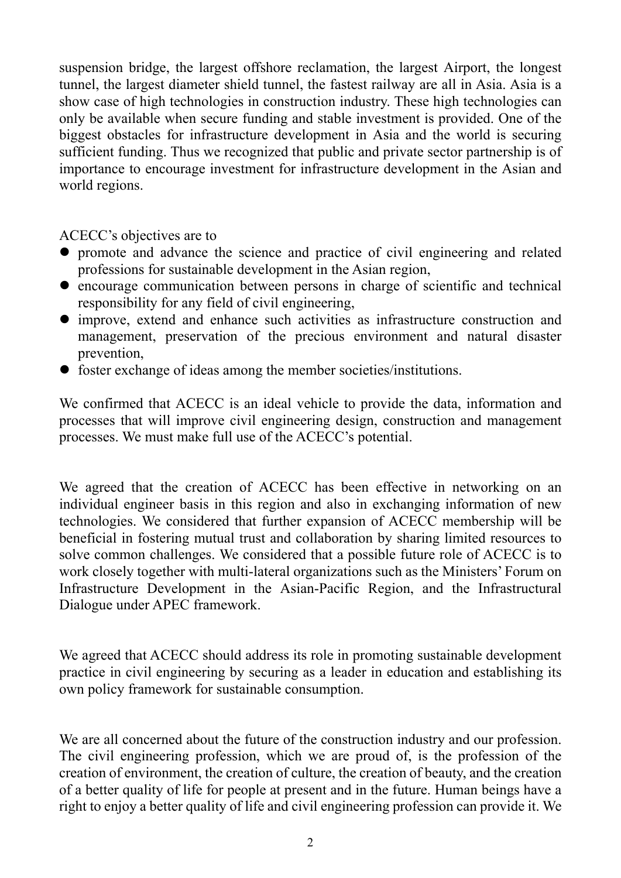suspension bridge, the largest offshore reclamation, the largest Airport, the longest tunnel, the largest diameter shield tunnel, the fastest railway are all in Asia. Asia is a show case of high technologies in construction industry. These high technologies can only be available when secure funding and stable investment is provided. One of the biggest obstacles for infrastructure development in Asia and the world is securing sufficient funding. Thus we recognized that public and private sector partnership is of importance to encourage investment for infrastructure development in the Asian and world regions.

ACECC's objectives are to

- promote and advance the science and practice of civil engineering and related professions for sustainable development in the Asian region,
- encourage communication between persons in charge of scientific and technical responsibility for any field of civil engineering,
- improve, extend and enhance such activities as infrastructure construction and management, preservation of the precious environment and natural disaster prevention,
- foster exchange of ideas among the member societies/institutions.

We confirmed that ACECC is an ideal vehicle to provide the data, information and processes that will improve civil engineering design, construction and management processes. We must make full use of the ACECC's potential.

We agreed that the creation of ACECC has been effective in networking on an individual engineer basis in this region and also in exchanging information of new technologies. We considered that further expansion of ACECC membership will be beneficial in fostering mutual trust and collaboration by sharing limited resources to solve common challenges. We considered that a possible future role of ACECC is to work closely together with multi-lateral organizations such as the Ministers' Forum on Infrastructure Development in the Asian-Pacific Region, and the Infrastructural Dialogue under APEC framework.

We agreed that ACECC should address its role in promoting sustainable development practice in civil engineering by securing as a leader in education and establishing its own policy framework for sustainable consumption.

We are all concerned about the future of the construction industry and our profession. The civil engineering profession, which we are proud of, is the profession of the creation of environment, the creation of culture, the creation of beauty, and the creation of a better quality of life for people at present and in the future. Human beings have a right to enjoy a better quality of life and civil engineering profession can provide it. We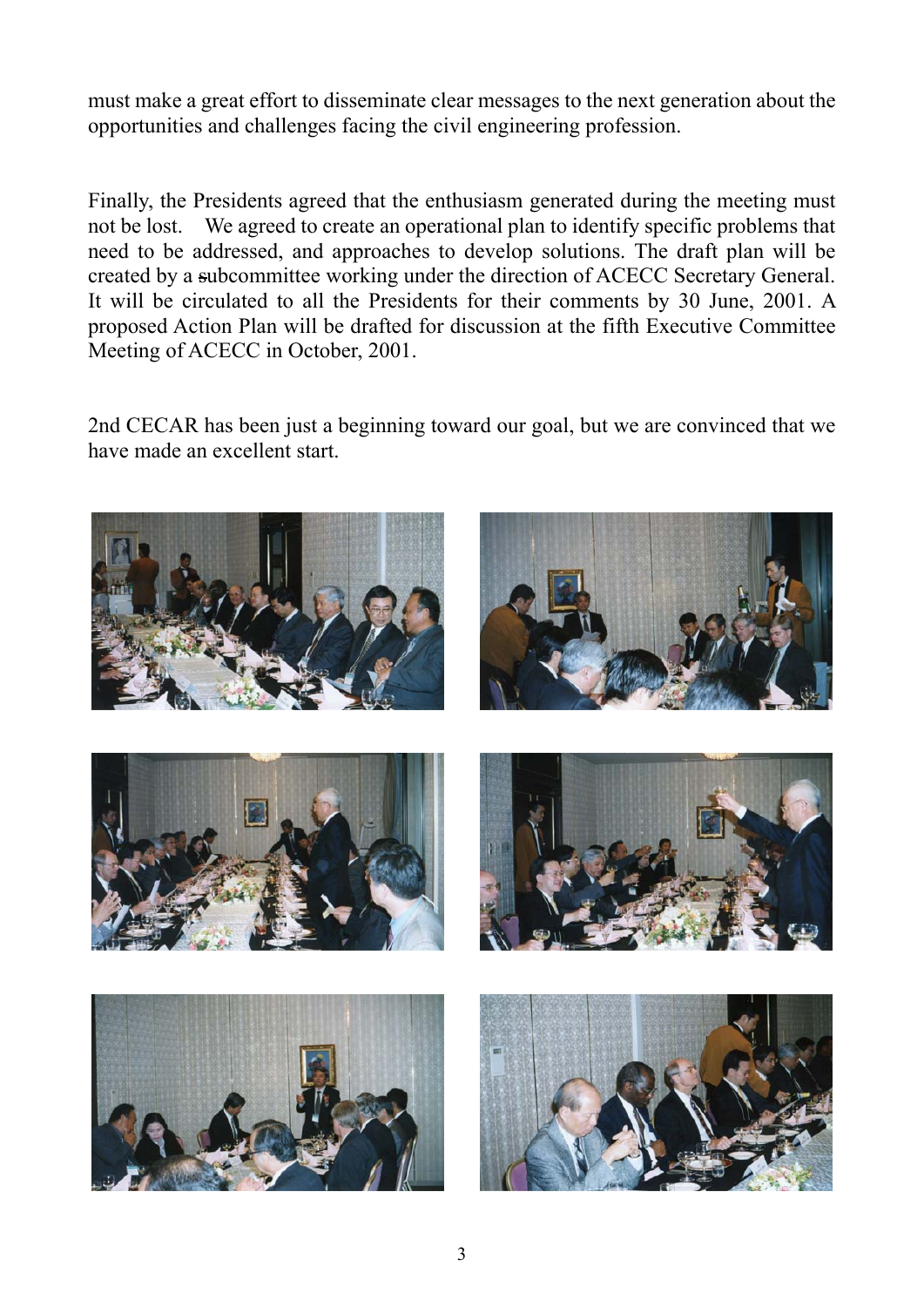must make a great effort to disseminate clear messages to the next generation about the opportunities and challenges facing the civil engineering profession.

Finally, the Presidents agreed that the enthusiasm generated during the meeting must not be lost. We agreed to create an operational plan to identify specific problems that need to be addressed, and approaches to develop solutions. The draft plan will be created by a subcommittee working under the direction of ACECC Secretary General. It will be circulated to all the Presidents for their comments by 30 June, 2001. A proposed Action Plan will be drafted for discussion at the fifth Executive Committee Meeting of ACECC in October, 2001.

2nd CECAR has been just a beginning toward our goal, but we are convinced that we have made an excellent start.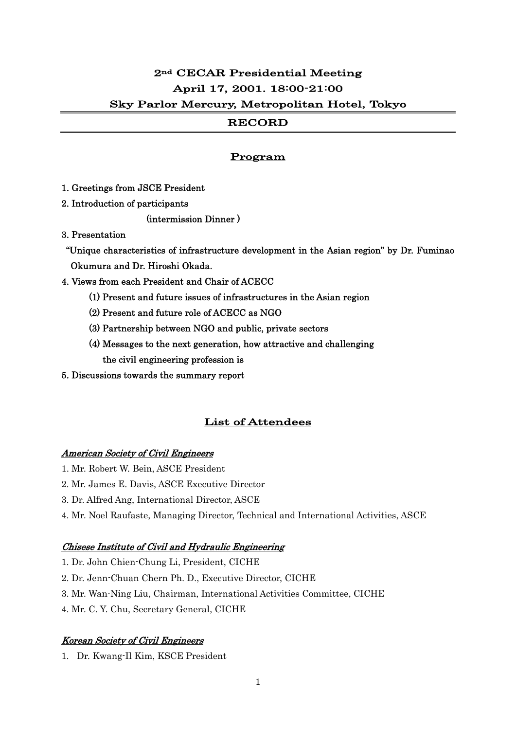# 2nd CECAR Presidential Meeting

# April 17, 2001. 18:00-21:00

# Sky Parlor Mercury, Metropolitan Hotel, Tokyo

## RECORD

## Program

1. Greetings from JSCE President
2. Introduction of participants

   (intermission Dinner )

3. Presentation

   "Unique characteristics of infrastructure development in the Asian region" by Dr. Fuminao Okumura and Dr. Hiroshi Okada.

4. Views from each President and Chair of ACECC
   (1) Present and future issues of infrastructures in the Asian region
   (2) Present and future role of ACECC as NGO
   (3) Partnership between NGO and public, private sectors
   (4) Messages to the next generation, how attractive and challenging the civil engineering profession is
5. Discussions towards the summary report

## List of Attendees

### *American Society of Civil Engineers*

1. Mr. Robert W. Bein, ASCE President
2. Mr. James E. Davis, ASCE Executive Director
3. Dr. Alfred Ang, International Director, ASCE
4. Mr. Noel Raufaste, Managing Director, Technical and International Activities, ASCE

### *Chisese Institute of Civil and Hydraulic Engineering*

1. Dr. John Chien-Chung Li, President, CICHE
2. Dr. Jenn-Chuan Chern Ph. D., Executive Director, CICHE
3. Mr. Wan-Ning Liu, Chairman, International Activities Committee, CICHE
4. Mr. C. Y. Chu, Secretary General, CICHE

### *Korean Society of Civil Engineers*

1. Dr. Kwang-Il Kim, KSCE President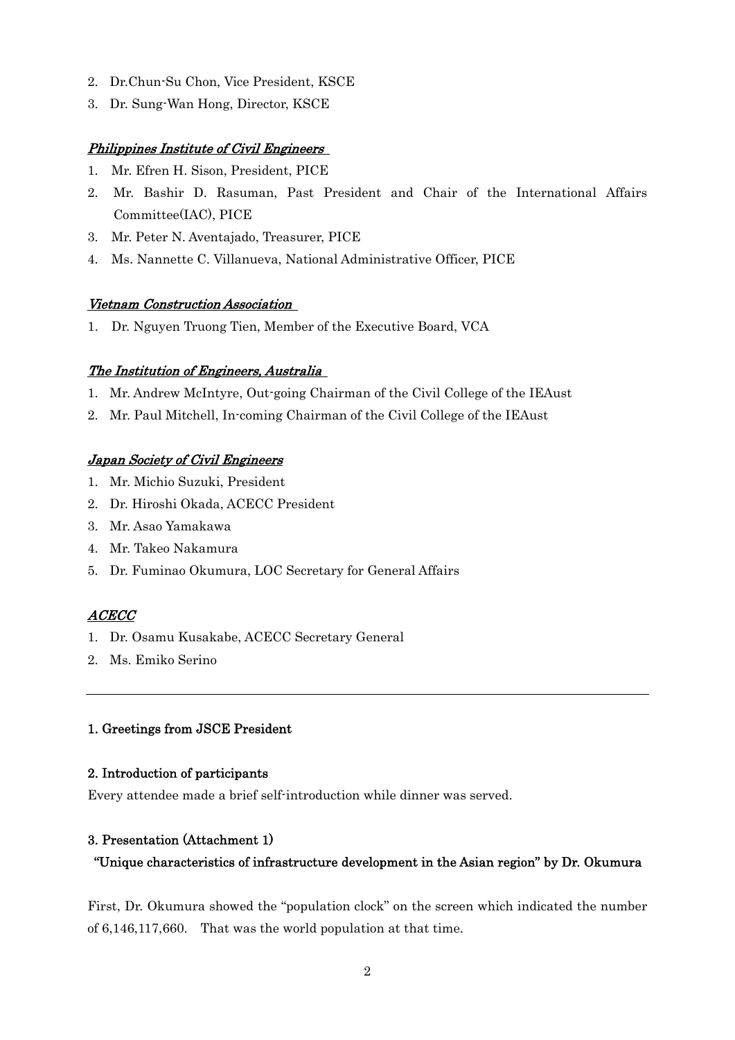2. Dr.Chun-Su Chon, Vice President, KSCE
3. Dr. Sung-Wan Hong, Director, KSCE

*__Philippines Institute of Civil Engineers__*

1. Mr. Efren H. Sison, President, PICE
2. Mr. Bashir D. Rasuman, Past President and Chair of the International Affairs Committee(IAC), PICE
3. Mr. Peter N. Aventajado, Treasurer, PICE
4. Ms. Nannette C. Villanueva, National Administrative Officer, PICE

*__Vietnam Construction Association__*

1. Dr. Nguyen Truong Tien, Member of the Executive Board, VCA

*__The Institution of Engineers, Australia__*

1. Mr. Andrew McIntyre, Out-going Chairman of the Civil College of the IEAust
2. Mr. Paul Mitchell, In-coming Chairman of the Civil College of the IEAust

*__Japan Society of Civil Engineers__*

1. Mr. Michio Suzuki, President
2. Dr. Hiroshi Okada, ACECC President
3. Mr. Asao Yamakawa
4. Mr. Takeo Nakamura
5. Dr. Fuminao Okumura, LOC Secretary for General Affairs

*__ACECC__*

1. Dr. Osamu Kusakabe, ACECC Secretary General
2. Ms. Emiko Serino

---

**1. Greetings from JSCE President**

**2. Introduction of participants**

Every attendee made a brief self-introduction while dinner was served.

**3. Presentation (Attachment 1)**

**"Unique characteristics of infrastructure development in the Asian region" by Dr. Okumura**

First, Dr. Okumura showed the "population clock" on the screen which indicated the number of 6,146,117,660. That was the world population at that time.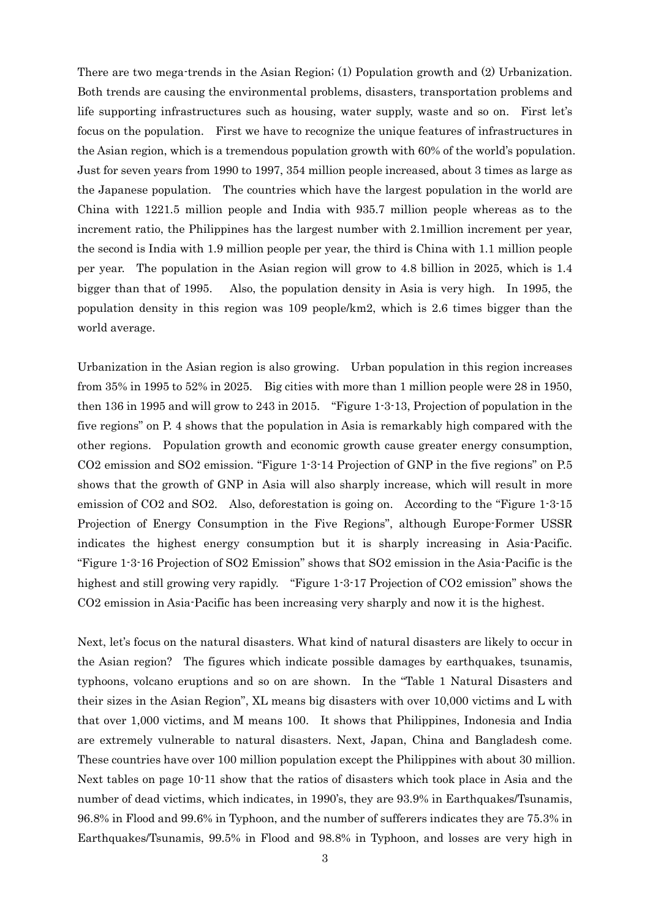There are two mega-trends in the Asian Region; (1) Population growth and (2) Urbanization. Both trends are causing the environmental problems, disasters, transportation problems and life supporting infrastructures such as housing, water supply, waste and so on. First let's focus on the population. First we have to recognize the unique features of infrastructures in the Asian region, which is a tremendous population growth with 60% of the world's population. Just for seven years from 1990 to 1997, 354 million people increased, about 3 times as large as the Japanese population. The countries which have the largest population in the world are China with 1221.5 million people and India with 935.7 million people whereas as to the increment ratio, the Philippines has the largest number with 2.1million increment per year, the second is India with 1.9 million people per year, the third is China with 1.1 million people per year. The population in the Asian region will grow to 4.8 billion in 2025, which is 1.4 bigger than that of 1995. Also, the population density in Asia is very high. In 1995, the population density in this region was 109 people/km2, which is 2.6 times bigger than the world average.

Urbanization in the Asian region is also growing. Urban population in this region increases from 35% in 1995 to 52% in 2025. Big cities with more than 1 million people were 28 in 1950, then 136 in 1995 and will grow to 243 in 2015. "Figure 1-3-13, Projection of population in the five regions" on P. 4 shows that the population in Asia is remarkably high compared with the other regions. Population growth and economic growth cause greater energy consumption, $CO_2$ emission and $SO_2$ emission. "Figure 1-3-14 Projection of GNP in the five regions" on P.5 shows that the growth of GNP in Asia will also sharply increase, which will result in more emission of $CO_2$ and $SO_2$. Also, deforestation is going on. According to the "Figure 1-3-15 Projection of Energy Consumption in the Five Regions", although Europe-Former USSR indicates the highest energy consumption but it is sharply increasing in Asia-Pacific. "Figure 1-3-16 Projection of $SO_2$ Emission" shows that $SO_2$ emission in the Asia-Pacific is the highest and still growing very rapidly. "Figure 1-3-17 Projection of $CO_2$ emission" shows the $CO_2$ emission in Asia-Pacific has been increasing very sharply and now it is the highest.

Next, let's focus on the natural disasters. What kind of natural disasters are likely to occur in the Asian region? The figures which indicate possible damages by earthquakes, tsunamis, typhoons, volcano eruptions and so on are shown. In the "Table 1 Natural Disasters and their sizes in the Asian Region", XL means big disasters with over 10,000 victims and L with that over 1,000 victims, and M means 100. It shows that Philippines, Indonesia and India are extremely vulnerable to natural disasters. Next, Japan, China and Bangladesh come. These countries have over 100 million population except the Philippines with about 30 million. Next tables on page 10-11 show that the ratios of disasters which took place in Asia and the number of dead victims, which indicates, in 1990's, they are 93.9% in Earthquakes/Tsunamis, 96.8% in Flood and 99.6% in Typhoon, and the number of sufferers indicates they are 75.3% in Earthquakes/Tsunamis, 99.5% in Flood and 98.8% in Typhoon, and losses are very high in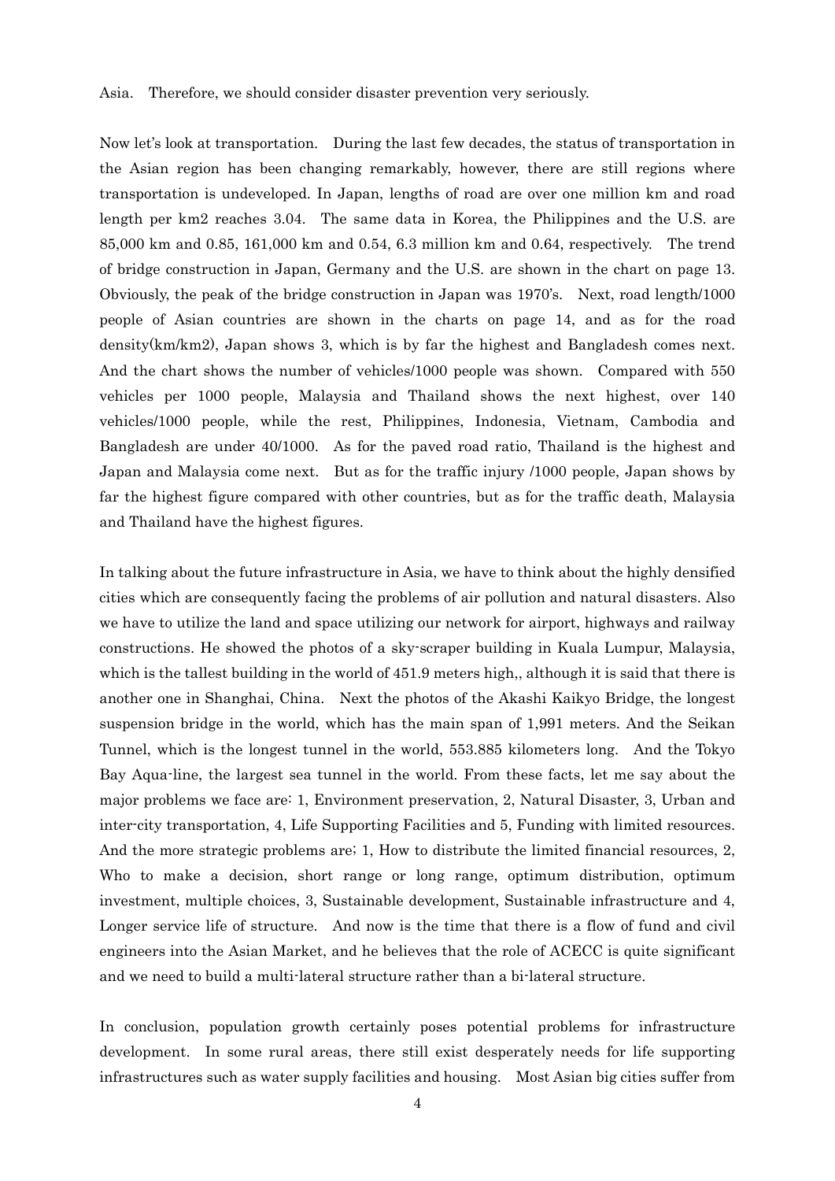Asia. Therefore, we should consider disaster prevention very seriously.

Now let's look at transportation. During the last few decades, the status of transportation in the Asian region has been changing remarkably, however, there are still regions where transportation is undeveloped. In Japan, lengths of road are over one million km and road length per km2 reaches 3.04. The same data in Korea, the Philippines and the U.S. are 85,000 km and 0.85, 161,000 km and 0.54, 6.3 million km and 0.64, respectively. The trend of bridge construction in Japan, Germany and the U.S. are shown in the chart on page 13. Obviously, the peak of the bridge construction in Japan was 1970's. Next, road length/1000 people of Asian countries are shown in the charts on page 14, and as for the road density(km/km2), Japan shows 3, which is by far the highest and Bangladesh comes next. And the chart shows the number of vehicles/1000 people was shown. Compared with 550 vehicles per 1000 people, Malaysia and Thailand shows the next highest, over 140 vehicles/1000 people, while the rest, Philippines, Indonesia, Vietnam, Cambodia and Bangladesh are under 40/1000. As for the paved road ratio, Thailand is the highest and Japan and Malaysia come next. But as for the traffic injury /1000 people, Japan shows by far the highest figure compared with other countries, but as for the traffic death, Malaysia and Thailand have the highest figures.

In talking about the future infrastructure in Asia, we have to think about the highly densified cities which are consequently facing the problems of air pollution and natural disasters. Also we have to utilize the land and space utilizing our network for airport, highways and railway constructions. He showed the photos of a sky-scraper building in Kuala Lumpur, Malaysia, which is the tallest building in the world of 451.9 meters high,, although it is said that there is another one in Shanghai, China. Next the photos of the Akashi Kaikyo Bridge, the longest suspension bridge in the world, which has the main span of 1,991 meters. And the Seikan Tunnel, which is the longest tunnel in the world, 553.885 kilometers long. And the Tokyo Bay Aqua-line, the largest sea tunnel in the world. From these facts, let me say about the major problems we face are: 1, Environment preservation, 2, Natural Disaster, 3, Urban and inter-city transportation, 4, Life Supporting Facilities and 5, Funding with limited resources. And the more strategic problems are; 1, How to distribute the limited financial resources, 2, Who to make a decision, short range or long range, optimum distribution, optimum investment, multiple choices, 3, Sustainable development, Sustainable infrastructure and 4, Longer service life of structure. And now is the time that there is a flow of fund and civil engineers into the Asian Market, and he believes that the role of ACECC is quite significant and we need to build a multi-lateral structure rather than a bi-lateral structure.

In conclusion, population growth certainly poses potential problems for infrastructure development. In some rural areas, there still exist desperately needs for life supporting infrastructures such as water supply facilities and housing. Most Asian big cities suffer from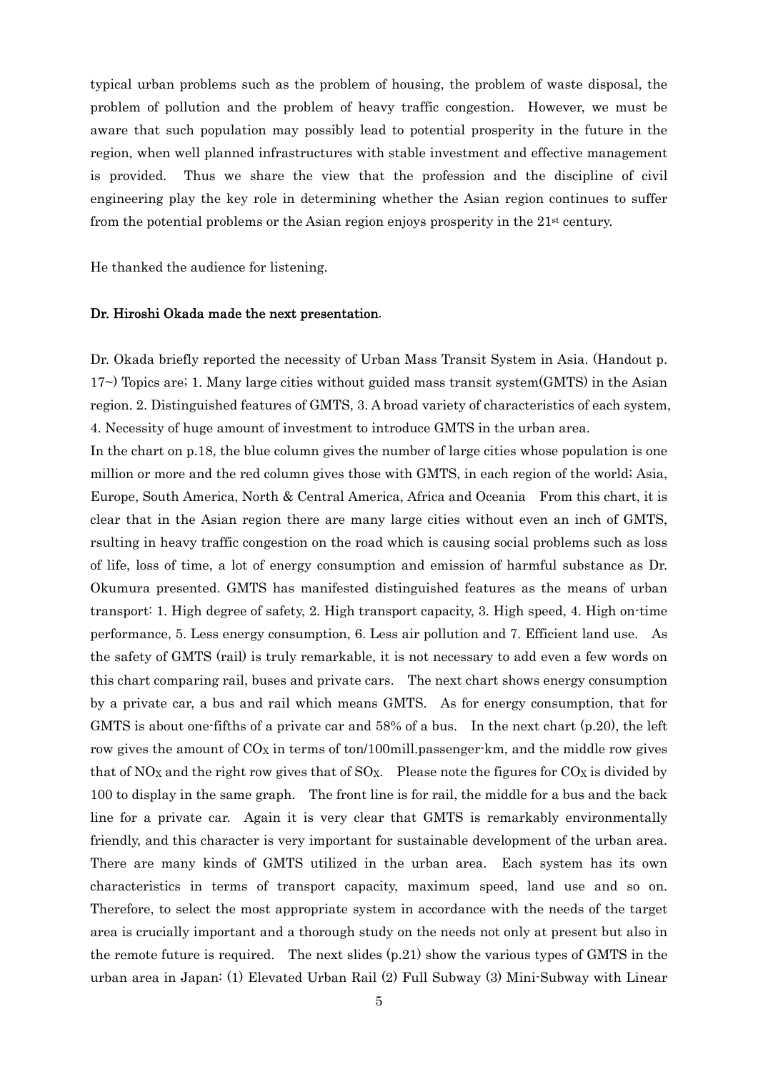typical urban problems such as the problem of housing, the problem of waste disposal, the problem of pollution and the problem of heavy traffic congestion. However, we must be aware that such population may possibly lead to potential prosperity in the future in the region, when well planned infrastructures with stable investment and effective management is provided. Thus we share the view that the profession and the discipline of civil engineering play the key role in determining whether the Asian region continues to suffer from the potential problems or the Asian region enjoys prosperity in the 21st century.

He thanked the audience for listening.

**Dr. Hiroshi Okada made the next presentation.**

Dr. Okada briefly reported the necessity of Urban Mass Transit System in Asia. (Handout p. 17~) Topics are; 1. Many large cities without guided mass transit system(GMTS) in the Asian region. 2. Distinguished features of GMTS, 3. A broad variety of characteristics of each system, 4. Necessity of huge amount of investment to introduce GMTS in the urban area.

In the chart on p.18, the blue column gives the number of large cities whose population is one million or more and the red column gives those with GMTS, in each region of the world; Asia, Europe, South America, North & Central America, Africa and Oceania From this chart, it is clear that in the Asian region there are many large cities without even an inch of GMTS, rsulting in heavy traffic congestion on the road which is causing social problems such as loss of life, loss of time, a lot of energy consumption and emission of harmful substance as Dr. Okumura presented. GMTS has manifested distinguished features as the means of urban transport: 1. High degree of safety, 2. High transport capacity, 3. High speed, 4. High on-time performance, 5. Less energy consumption, 6. Less air pollution and 7. Efficient land use. As the safety of GMTS (rail) is truly remarkable, it is not necessary to add even a few words on this chart comparing rail, buses and private cars. The next chart shows energy consumption by a private car, a bus and rail which means GMTS. As for energy consumption, that for GMTS is about one-fifths of a private car and 58% of a bus. In the next chart (p.20), the left row gives the amount of $CO_X$ in terms of ton/100mill.passenger-km, and the middle row gives that of $NO_X$ and the right row gives that of $SO_X$. Please note the figures for $CO_X$ is divided by 100 to display in the same graph. The front line is for rail, the middle for a bus and the back line for a private car. Again it is very clear that GMTS is remarkably environmentally friendly, and this character is very important for sustainable development of the urban area. There are many kinds of GMTS utilized in the urban area. Each system has its own characteristics in terms of transport capacity, maximum speed, land use and so on. Therefore, to select the most appropriate system in accordance with the needs of the target area is crucially important and a thorough study on the needs not only at present but also in the remote future is required. The next slides (p.21) show the various types of GMTS in the urban area in Japan: (1) Elevated Urban Rail (2) Full Subway (3) Mini-Subway with Linear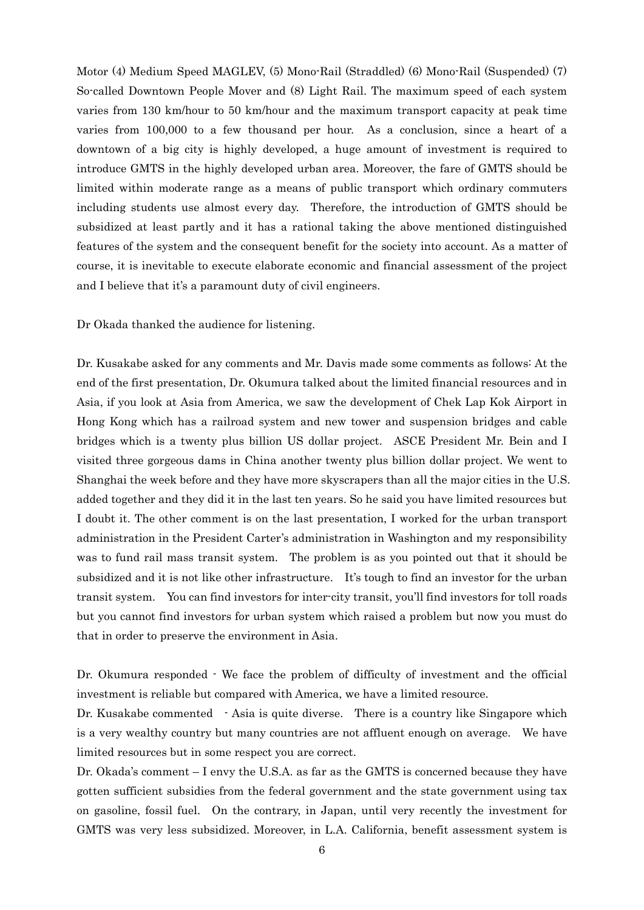Motor (4) Medium Speed MAGLEV, (5) Mono-Rail (Straddled) (6) Mono-Rail (Suspended) (7) So-called Downtown People Mover and (8) Light Rail. The maximum speed of each system varies from 130 km/hour to 50 km/hour and the maximum transport capacity at peak time varies from 100,000 to a few thousand per hour. As a conclusion, since a heart of a downtown of a big city is highly developed, a huge amount of investment is required to introduce GMTS in the highly developed urban area. Moreover, the fare of GMTS should be limited within moderate range as a means of public transport which ordinary commuters including students use almost every day. Therefore, the introduction of GMTS should be subsidized at least partly and it has a rational taking the above mentioned distinguished features of the system and the consequent benefit for the society into account. As a matter of course, it is inevitable to execute elaborate economic and financial assessment of the project and I believe that it's a paramount duty of civil engineers.

Dr Okada thanked the audience for listening.

Dr. Kusakabe asked for any comments and Mr. Davis made some comments as follows: At the end of the first presentation, Dr. Okumura talked about the limited financial resources and in Asia, if you look at Asia from America, we saw the development of Chek Lap Kok Airport in Hong Kong which has a railroad system and new tower and suspension bridges and cable bridges which is a twenty plus billion US dollar project. ASCE President Mr. Bein and I visited three gorgeous dams in China another twenty plus billion dollar project. We went to Shanghai the week before and they have more skyscrapers than all the major cities in the U.S. added together and they did it in the last ten years. So he said you have limited resources but I doubt it. The other comment is on the last presentation, I worked for the urban transport administration in the President Carter's administration in Washington and my responsibility was to fund rail mass transit system. The problem is as you pointed out that it should be subsidized and it is not like other infrastructure. It's tough to find an investor for the urban transit system. You can find investors for inter-city transit, you'll find investors for toll roads but you cannot find investors for urban system which raised a problem but now you must do that in order to preserve the environment in Asia.

Dr. Okumura responded - We face the problem of difficulty of investment and the official investment is reliable but compared with America, we have a limited resource.

Dr. Kusakabe commented - Asia is quite diverse. There is a country like Singapore which is a very wealthy country but many countries are not affluent enough on average. We have limited resources but in some respect you are correct.

Dr. Okada's comment – I envy the U.S.A. as far as the GMTS is concerned because they have gotten sufficient subsidies from the federal government and the state government using tax on gasoline, fossil fuel. On the contrary, in Japan, until very recently the investment for GMTS was very less subsidized. Moreover, in L.A. California, benefit assessment system is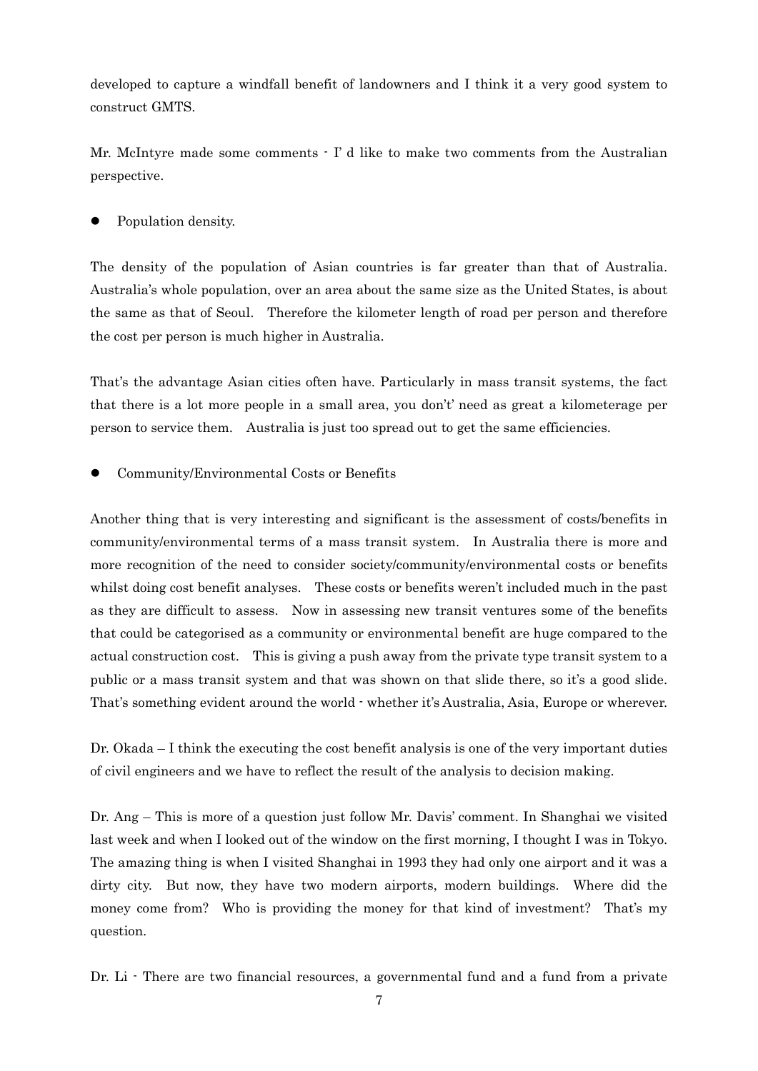developed to capture a windfall benefit of landowners and I think it a very good system to construct GMTS.

Mr. McIntyre made some comments - I' d like to make two comments from the Australian perspective.

- Population density.

The density of the population of Asian countries is far greater than that of Australia. Australia's whole population, over an area about the same size as the United States, is about the same as that of Seoul. Therefore the kilometer length of road per person and therefore the cost per person is much higher in Australia.

That's the advantage Asian cities often have. Particularly in mass transit systems, the fact that there is a lot more people in a small area, you don't' need as great a kilometerage per person to service them. Australia is just too spread out to get the same efficiencies.

- Community/Environmental Costs or Benefits

Another thing that is very interesting and significant is the assessment of costs/benefits in community/environmental terms of a mass transit system. In Australia there is more and more recognition of the need to consider society/community/environmental costs or benefits whilst doing cost benefit analyses. These costs or benefits weren't included much in the past as they are difficult to assess. Now in assessing new transit ventures some of the benefits that could be categorised as a community or environmental benefit are huge compared to the actual construction cost. This is giving a push away from the private type transit system to a public or a mass transit system and that was shown on that slide there, so it's a good slide. That's something evident around the world - whether it's Australia, Asia, Europe or wherever.

Dr. Okada – I think the executing the cost benefit analysis is one of the very important duties of civil engineers and we have to reflect the result of the analysis to decision making.

Dr. Ang – This is more of a question just follow Mr. Davis' comment. In Shanghai we visited last week and when I looked out of the window on the first morning, I thought I was in Tokyo. The amazing thing is when I visited Shanghai in 1993 they had only one airport and it was a dirty city. But now, they have two modern airports, modern buildings. Where did the money come from? Who is providing the money for that kind of investment? That's my question.

Dr. Li - There are two financial resources, a governmental fund and a fund from a private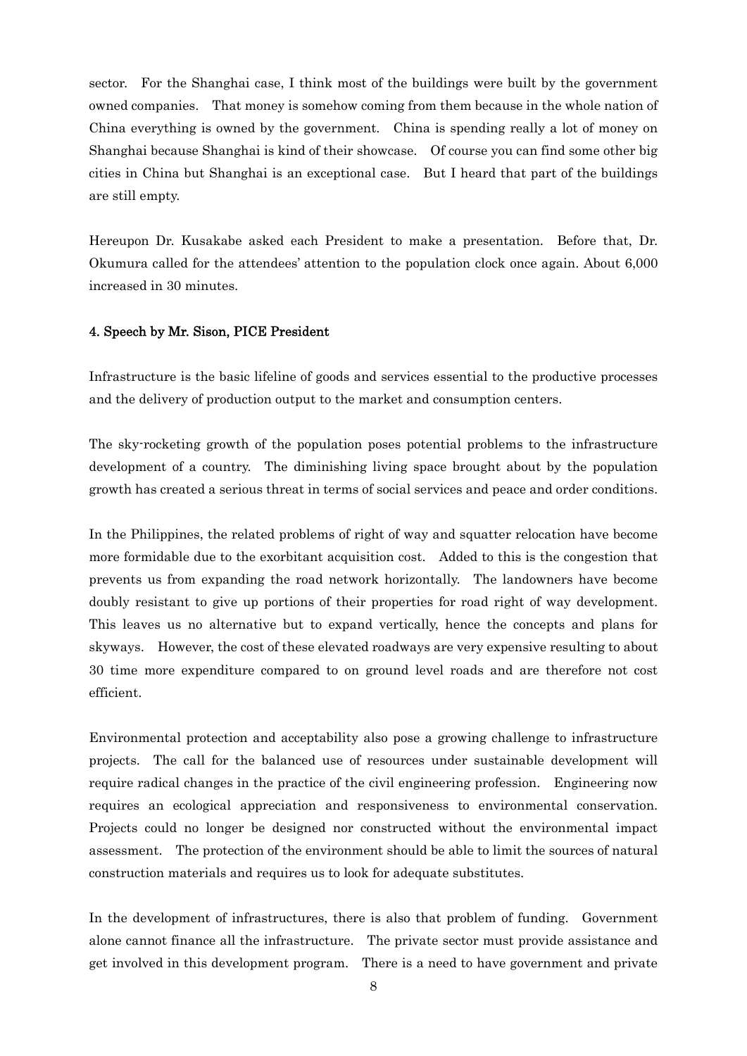sector. For the Shanghai case, I think most of the buildings were built by the government owned companies. That money is somehow coming from them because in the whole nation of China everything is owned by the government. China is spending really a lot of money on Shanghai because Shanghai is kind of their showcase. Of course you can find some other big cities in China but Shanghai is an exceptional case. But I heard that part of the buildings are still empty.

Hereupon Dr. Kusakabe asked each President to make a presentation. Before that, Dr. Okumura called for the attendees' attention to the population clock once again. About 6,000 increased in 30 minutes.

#### 4. Speech by Mr. Sison, PICE President

Infrastructure is the basic lifeline of goods and services essential to the productive processes and the delivery of production output to the market and consumption centers.

The sky-rocketing growth of the population poses potential problems to the infrastructure development of a country. The diminishing living space brought about by the population growth has created a serious threat in terms of social services and peace and order conditions.

In the Philippines, the related problems of right of way and squatter relocation have become more formidable due to the exorbitant acquisition cost. Added to this is the congestion that prevents us from expanding the road network horizontally. The landowners have become doubly resistant to give up portions of their properties for road right of way development. This leaves us no alternative but to expand vertically, hence the concepts and plans for skyways. However, the cost of these elevated roadways are very expensive resulting to about 30 time more expenditure compared to on ground level roads and are therefore not cost efficient.

Environmental protection and acceptability also pose a growing challenge to infrastructure projects. The call for the balanced use of resources under sustainable development will require radical changes in the practice of the civil engineering profession. Engineering now requires an ecological appreciation and responsiveness to environmental conservation. Projects could no longer be designed nor constructed without the environmental impact assessment. The protection of the environment should be able to limit the sources of natural construction materials and requires us to look for adequate substitutes.

In the development of infrastructures, there is also that problem of funding. Government alone cannot finance all the infrastructure. The private sector must provide assistance and get involved in this development program. There is a need to have government and private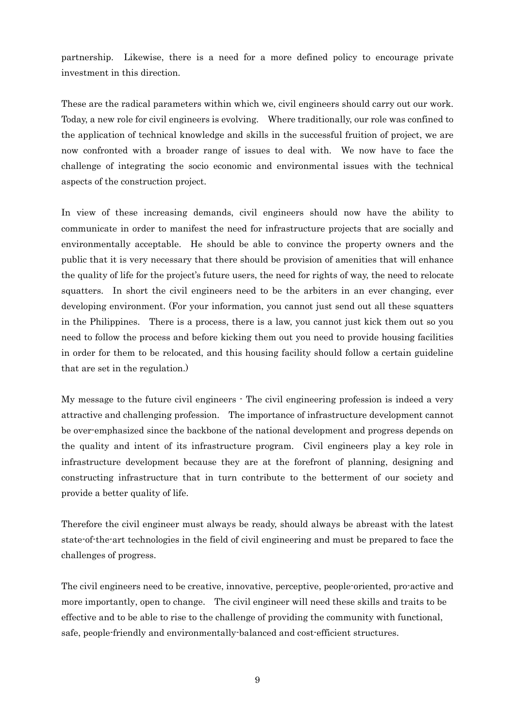partnership. Likewise, there is a need for a more defined policy to encourage private investment in this direction.

These are the radical parameters within which we, civil engineers should carry out our work. Today, a new role for civil engineers is evolving. Where traditionally, our role was confined to the application of technical knowledge and skills in the successful fruition of project, we are now confronted with a broader range of issues to deal with. We now have to face the challenge of integrating the socio economic and environmental issues with the technical aspects of the construction project.

In view of these increasing demands, civil engineers should now have the ability to communicate in order to manifest the need for infrastructure projects that are socially and environmentally acceptable. He should be able to convince the property owners and the public that it is very necessary that there should be provision of amenities that will enhance the quality of life for the project's future users, the need for rights of way, the need to relocate squatters. In short the civil engineers need to be the arbiters in an ever changing, ever developing environment. (For your information, you cannot just send out all these squatters in the Philippines. There is a process, there is a law, you cannot just kick them out so you need to follow the process and before kicking them out you need to provide housing facilities in order for them to be relocated, and this housing facility should follow a certain guideline that are set in the regulation.)

My message to the future civil engineers - The civil engineering profession is indeed a very attractive and challenging profession. The importance of infrastructure development cannot be over-emphasized since the backbone of the national development and progress depends on the quality and intent of its infrastructure program. Civil engineers play a key role in infrastructure development because they are at the forefront of planning, designing and constructing infrastructure that in turn contribute to the betterment of our society and provide a better quality of life.

Therefore the civil engineer must always be ready, should always be abreast with the latest state-of-the-art technologies in the field of civil engineering and must be prepared to face the challenges of progress.

The civil engineers need to be creative, innovative, perceptive, people-oriented, pro-active and more importantly, open to change. The civil engineer will need these skills and traits to be effective and to be able to rise to the challenge of providing the community with functional, safe, people-friendly and environmentally-balanced and cost-efficient structures.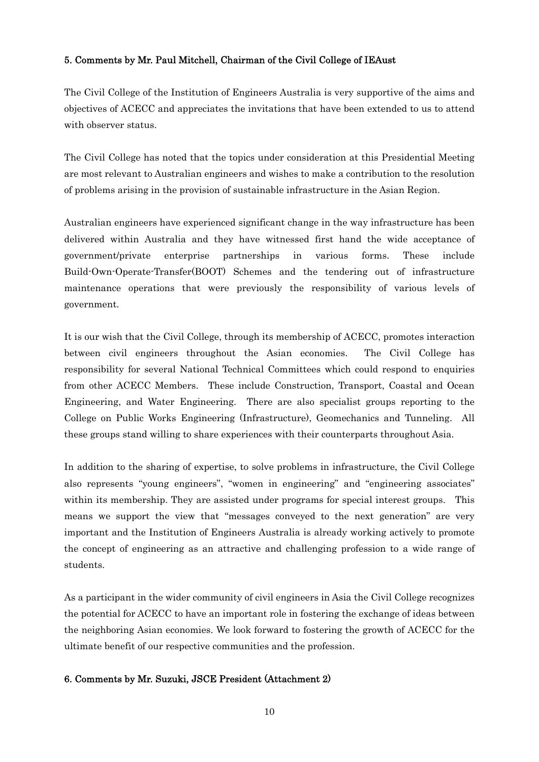#### 5. Comments by Mr. Paul Mitchell, Chairman of the Civil College of IEAust

The Civil College of the Institution of Engineers Australia is very supportive of the aims and objectives of ACECC and appreciates the invitations that have been extended to us to attend with observer status.

The Civil College has noted that the topics under consideration at this Presidential Meeting are most relevant to Australian engineers and wishes to make a contribution to the resolution of problems arising in the provision of sustainable infrastructure in the Asian Region.

Australian engineers have experienced significant change in the way infrastructure has been delivered within Australia and they have witnessed first hand the wide acceptance of government/private enterprise partnerships in various forms. These include Build-Own-Operate-Transfer(BOOT) Schemes and the tendering out of infrastructure maintenance operations that were previously the responsibility of various levels of government.

It is our wish that the Civil College, through its membership of ACECC, promotes interaction between civil engineers throughout the Asian economies. The Civil College has responsibility for several National Technical Committees which could respond to enquiries from other ACECC Members. These include Construction, Transport, Coastal and Ocean Engineering, and Water Engineering. There are also specialist groups reporting to the College on Public Works Engineering (Infrastructure), Geomechanics and Tunneling. All these groups stand willing to share experiences with their counterparts throughout Asia.

In addition to the sharing of expertise, to solve problems in infrastructure, the Civil College also represents "young engineers", "women in engineering" and "engineering associates" within its membership. They are assisted under programs for special interest groups. This means we support the view that "messages conveyed to the next generation" are very important and the Institution of Engineers Australia is already working actively to promote the concept of engineering as an attractive and challenging profession to a wide range of students.

As a participant in the wider community of civil engineers in Asia the Civil College recognizes the potential for ACECC to have an important role in fostering the exchange of ideas between the neighboring Asian economies. We look forward to fostering the growth of ACECC for the ultimate benefit of our respective communities and the profession.

#### 6. Comments by Mr. Suzuki, JSCE President (Attachment 2)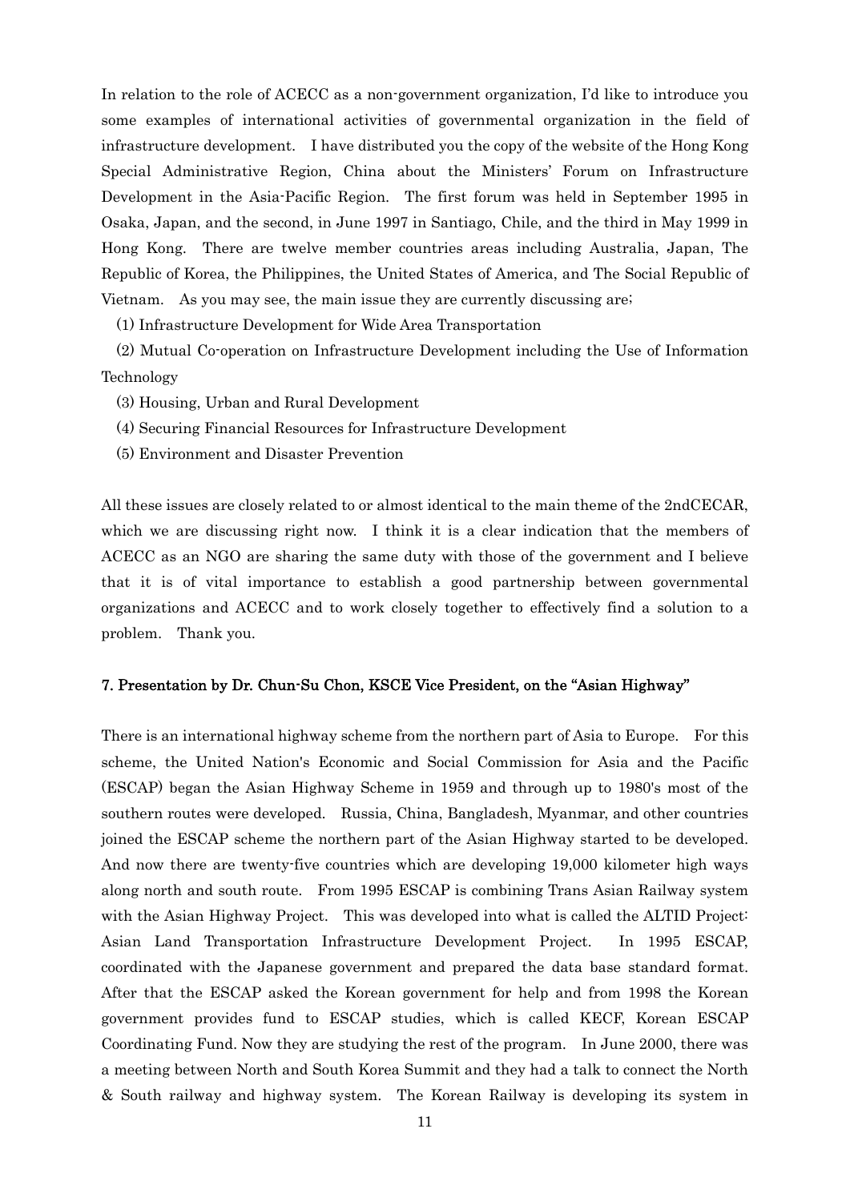In relation to the role of ACECC as a non-government organization, I'd like to introduce you some examples of international activities of governmental organization in the field of infrastructure development. I have distributed you the copy of the website of the Hong Kong Special Administrative Region, China about the Ministers' Forum on Infrastructure Development in the Asia-Pacific Region. The first forum was held in September 1995 in Osaka, Japan, and the second, in June 1997 in Santiago, Chile, and the third in May 1999 in Hong Kong. There are twelve member countries areas including Australia, Japan, The Republic of Korea, the Philippines, the United States of America, and The Social Republic of Vietnam. As you may see, the main issue they are currently discussing are;

(1) Infrastructure Development for Wide Area Transportation

(2) Mutual Co-operation on Infrastructure Development including the Use of Information Technology

(3) Housing, Urban and Rural Development

(4) Securing Financial Resources for Infrastructure Development

(5) Environment and Disaster Prevention

All these issues are closely related to or almost identical to the main theme of the 2ndCECAR, which we are discussing right now. I think it is a clear indication that the members of ACECC as an NGO are sharing the same duty with those of the government and I believe that it is of vital importance to establish a good partnership between governmental organizations and ACECC and to work closely together to effectively find a solution to a problem. Thank you.

### 7. Presentation by Dr. Chun-Su Chon, KSCE Vice President, on the "Asian Highway"

There is an international highway scheme from the northern part of Asia to Europe. For this scheme, the United Nation's Economic and Social Commission for Asia and the Pacific (ESCAP) began the Asian Highway Scheme in 1959 and through up to 1980's most of the southern routes were developed. Russia, China, Bangladesh, Myanmar, and other countries joined the ESCAP scheme the northern part of the Asian Highway started to be developed. And now there are twenty-five countries which are developing 19,000 kilometer high ways along north and south route. From 1995 ESCAP is combining Trans Asian Railway system with the Asian Highway Project. This was developed into what is called the ALTID Project: Asian Land Transportation Infrastructure Development Project. In 1995 ESCAP, coordinated with the Japanese government and prepared the data base standard format. After that the ESCAP asked the Korean government for help and from 1998 the Korean government provides fund to ESCAP studies, which is called KECF, Korean ESCAP Coordinating Fund. Now they are studying the rest of the program. In June 2000, there was a meeting between North and South Korea Summit and they had a talk to connect the North & South railway and highway system. The Korean Railway is developing its system in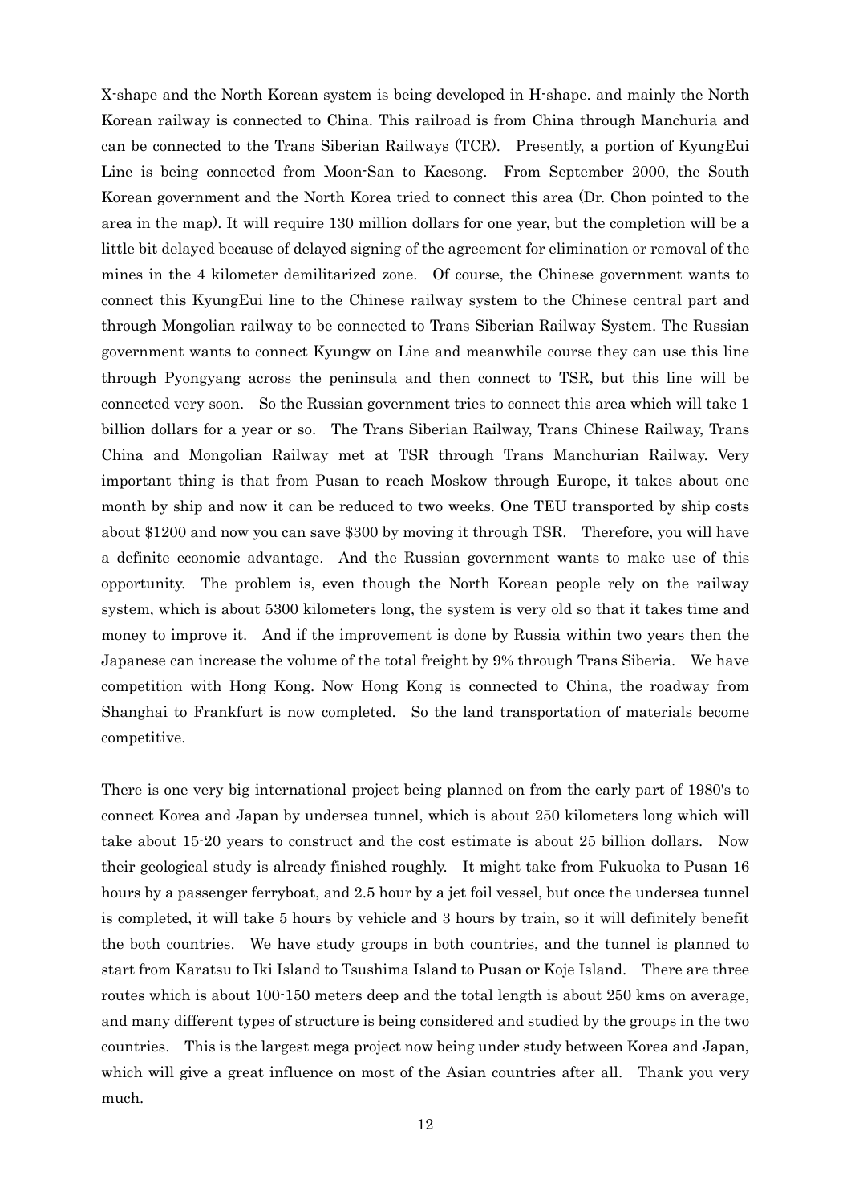X-shape and the North Korean system is being developed in H-shape. and mainly the North Korean railway is connected to China. This railroad is from China through Manchuria and can be connected to the Trans Siberian Railways (TCR). Presently, a portion of KyungEui Line is being connected from Moon-San to Kaesong. From September 2000, the South Korean government and the North Korea tried to connect this area (Dr. Chon pointed to the area in the map). It will require 130 million dollars for one year, but the completion will be a little bit delayed because of delayed signing of the agreement for elimination or removal of the mines in the 4 kilometer demilitarized zone. Of course, the Chinese government wants to connect this KyungEui line to the Chinese railway system to the Chinese central part and through Mongolian railway to be connected to Trans Siberian Railway System. The Russian government wants to connect Kyungw on Line and meanwhile course they can use this line through Pyongyang across the peninsula and then connect to TSR, but this line will be connected very soon. So the Russian government tries to connect this area which will take 1 billion dollars for a year or so. The Trans Siberian Railway, Trans Chinese Railway, Trans China and Mongolian Railway met at TSR through Trans Manchurian Railway. Very important thing is that from Pusan to reach Moskow through Europe, it takes about one month by ship and now it can be reduced to two weeks. One TEU transported by ship costs about $1200 and now you can save $300 by moving it through TSR. Therefore, you will have a definite economic advantage. And the Russian government wants to make use of this opportunity. The problem is, even though the North Korean people rely on the railway system, which is about 5300 kilometers long, the system is very old so that it takes time and money to improve it. And if the improvement is done by Russia within two years then the Japanese can increase the volume of the total freight by 9% through Trans Siberia. We have competition with Hong Kong. Now Hong Kong is connected to China, the roadway from Shanghai to Frankfurt is now completed. So the land transportation of materials become competitive.

There is one very big international project being planned on from the early part of 1980's to connect Korea and Japan by undersea tunnel, which is about 250 kilometers long which will take about 15-20 years to construct and the cost estimate is about 25 billion dollars. Now their geological study is already finished roughly. It might take from Fukuoka to Pusan 16 hours by a passenger ferryboat, and 2.5 hour by a jet foil vessel, but once the undersea tunnel is completed, it will take 5 hours by vehicle and 3 hours by train, so it will definitely benefit the both countries. We have study groups in both countries, and the tunnel is planned to start from Karatsu to Iki Island to Tsushima Island to Pusan or Koje Island. There are three routes which is about 100-150 meters deep and the total length is about 250 kms on average, and many different types of structure is being considered and studied by the groups in the two countries. This is the largest mega project now being under study between Korea and Japan, which will give a great influence on most of the Asian countries after all. Thank you very much.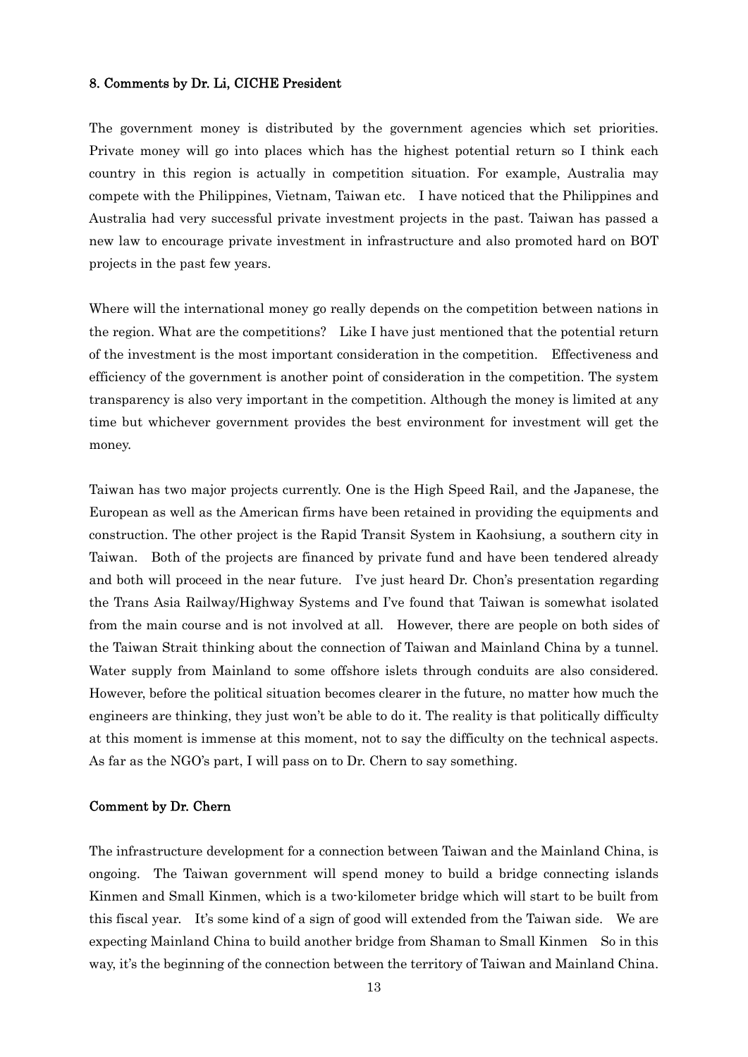#### 8. Comments by Dr. Li, CICHE President

The government money is distributed by the government agencies which set priorities. Private money will go into places which has the highest potential return so I think each country in this region is actually in competition situation. For example, Australia may compete with the Philippines, Vietnam, Taiwan etc. I have noticed that the Philippines and Australia had very successful private investment projects in the past. Taiwan has passed a new law to encourage private investment in infrastructure and also promoted hard on BOT projects in the past few years.

Where will the international money go really depends on the competition between nations in the region. What are the competitions? Like I have just mentioned that the potential return of the investment is the most important consideration in the competition. Effectiveness and efficiency of the government is another point of consideration in the competition. The system transparency is also very important in the competition. Although the money is limited at any time but whichever government provides the best environment for investment will get the money.

Taiwan has two major projects currently. One is the High Speed Rail, and the Japanese, the European as well as the American firms have been retained in providing the equipments and construction. The other project is the Rapid Transit System in Kaohsiung, a southern city in Taiwan. Both of the projects are financed by private fund and have been tendered already and both will proceed in the near future. I've just heard Dr. Chon's presentation regarding the Trans Asia Railway/Highway Systems and I've found that Taiwan is somewhat isolated from the main course and is not involved at all. However, there are people on both sides of the Taiwan Strait thinking about the connection of Taiwan and Mainland China by a tunnel. Water supply from Mainland to some offshore islets through conduits are also considered. However, before the political situation becomes clearer in the future, no matter how much the engineers are thinking, they just won't be able to do it. The reality is that politically difficulty at this moment is immense at this moment, not to say the difficulty on the technical aspects. As far as the NGO's part, I will pass on to Dr. Chern to say something.

#### Comment by Dr. Chern

The infrastructure development for a connection between Taiwan and the Mainland China, is ongoing. The Taiwan government will spend money to build a bridge connecting islands Kinmen and Small Kinmen, which is a two-kilometer bridge which will start to be built from this fiscal year. It's some kind of a sign of good will extended from the Taiwan side. We are expecting Mainland China to build another bridge from Shaman to Small Kinmen So in this way, it's the beginning of the connection between the territory of Taiwan and Mainland China.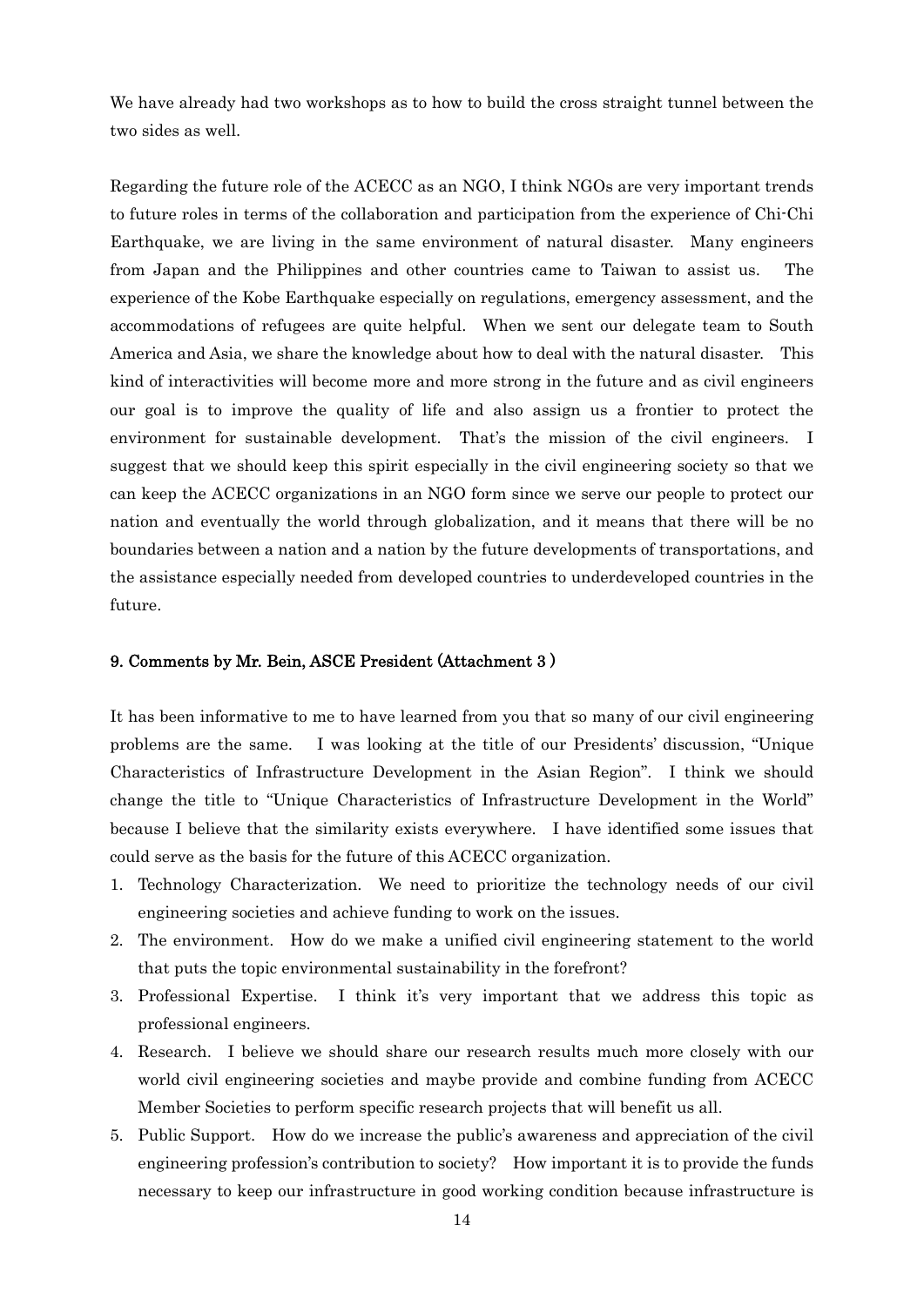We have already had two workshops as to how to build the cross straight tunnel between the two sides as well.

Regarding the future role of the ACECC as an NGO, I think NGOs are very important trends to future roles in terms of the collaboration and participation from the experience of Chi-Chi Earthquake, we are living in the same environment of natural disaster. Many engineers from Japan and the Philippines and other countries came to Taiwan to assist us. The experience of the Kobe Earthquake especially on regulations, emergency assessment, and the accommodations of refugees are quite helpful. When we sent our delegate team to South America and Asia, we share the knowledge about how to deal with the natural disaster. This kind of interactivities will become more and more strong in the future and as civil engineers our goal is to improve the quality of life and also assign us a frontier to protect the environment for sustainable development. That's the mission of the civil engineers. I suggest that we should keep this spirit especially in the civil engineering society so that we can keep the ACECC organizations in an NGO form since we serve our people to protect our nation and eventually the world through globalization, and it means that there will be no boundaries between a nation and a nation by the future developments of transportations, and the assistance especially needed from developed countries to underdeveloped countries in the future.

### 9. Comments by Mr. Bein, ASCE President (Attachment 3 )

It has been informative to me to have learned from you that so many of our civil engineering problems are the same. I was looking at the title of our Presidents' discussion, "Unique Characteristics of Infrastructure Development in the Asian Region". I think we should change the title to "Unique Characteristics of Infrastructure Development in the World" because I believe that the similarity exists everywhere. I have identified some issues that could serve as the basis for the future of this ACECC organization.

1. Technology Characterization. We need to prioritize the technology needs of our civil engineering societies and achieve funding to work on the issues.
2. The environment. How do we make a unified civil engineering statement to the world that puts the topic environmental sustainability in the forefront?
3. Professional Expertise. I think it's very important that we address this topic as professional engineers.
4. Research. I believe we should share our research results much more closely with our world civil engineering societies and maybe provide and combine funding from ACECC Member Societies to perform specific research projects that will benefit us all.
5. Public Support. How do we increase the public's awareness and appreciation of the civil engineering profession's contribution to society? How important it is to provide the funds necessary to keep our infrastructure in good working condition because infrastructure is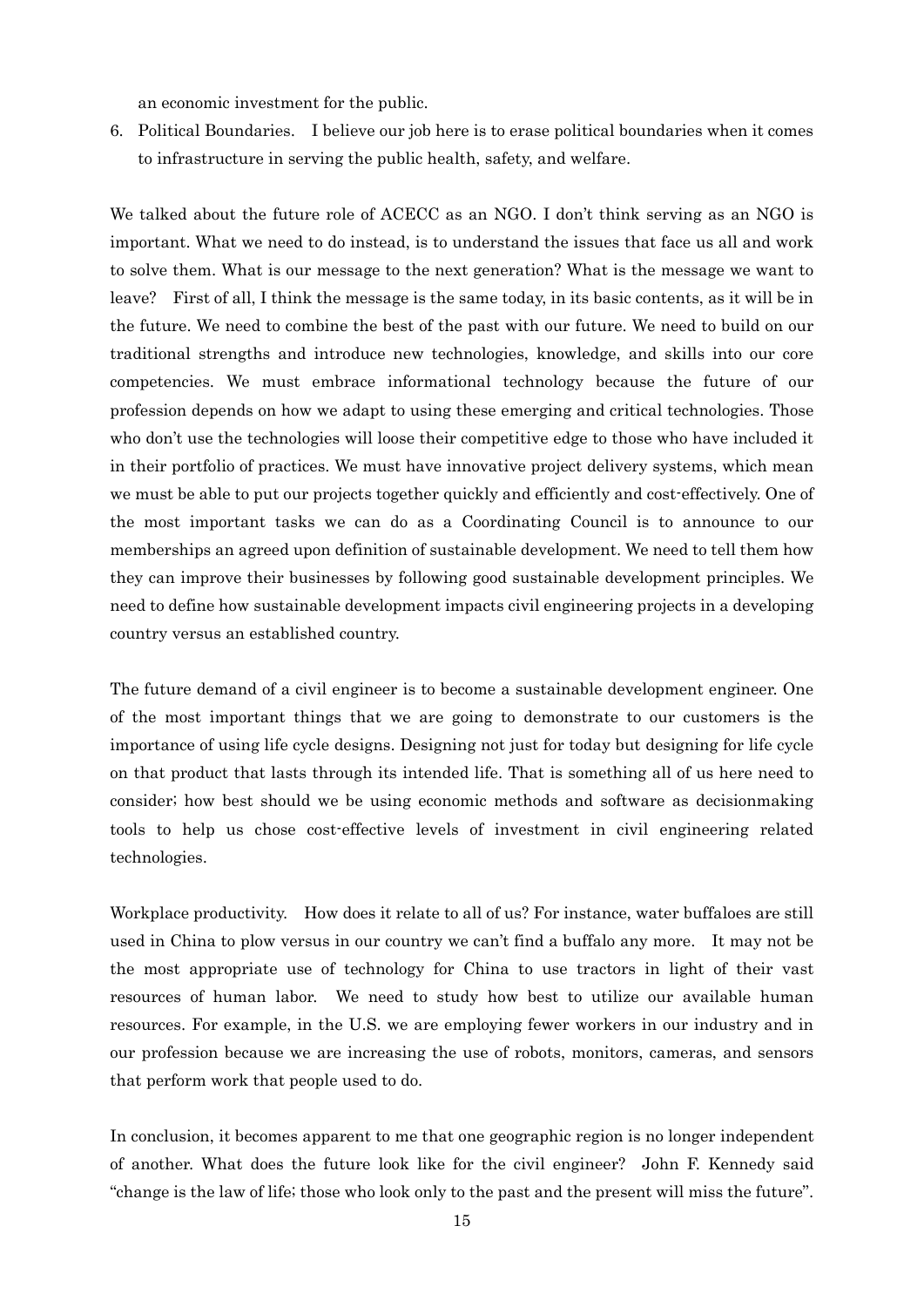an economic investment for the public.

6. Political Boundaries. I believe our job here is to erase political boundaries when it comes to infrastructure in serving the public health, safety, and welfare.

We talked about the future role of ACECC as an NGO. I don't think serving as an NGO is important. What we need to do instead, is to understand the issues that face us all and work to solve them. What is our message to the next generation? What is the message we want to leave? First of all, I think the message is the same today, in its basic contents, as it will be in the future. We need to combine the best of the past with our future. We need to build on our traditional strengths and introduce new technologies, knowledge, and skills into our core competencies. We must embrace informational technology because the future of our profession depends on how we adapt to using these emerging and critical technologies. Those who don't use the technologies will loose their competitive edge to those who have included it in their portfolio of practices. We must have innovative project delivery systems, which mean we must be able to put our projects together quickly and efficiently and cost-effectively. One of the most important tasks we can do as a Coordinating Council is to announce to our memberships an agreed upon definition of sustainable development. We need to tell them how they can improve their businesses by following good sustainable development principles. We need to define how sustainable development impacts civil engineering projects in a developing country versus an established country.

The future demand of a civil engineer is to become a sustainable development engineer. One of the most important things that we are going to demonstrate to our customers is the importance of using life cycle designs. Designing not just for today but designing for life cycle on that product that lasts through its intended life. That is something all of us here need to consider; how best should we be using economic methods and software as decisionmaking tools to help us chose cost-effective levels of investment in civil engineering related technologies.

Workplace productivity. How does it relate to all of us? For instance, water buffaloes are still used in China to plow versus in our country we can't find a buffalo any more. It may not be the most appropriate use of technology for China to use tractors in light of their vast resources of human labor. We need to study how best to utilize our available human resources. For example, in the U.S. we are employing fewer workers in our industry and in our profession because we are increasing the use of robots, monitors, cameras, and sensors that perform work that people used to do.

In conclusion, it becomes apparent to me that one geographic region is no longer independent of another. What does the future look like for the civil engineer? John F. Kennedy said "change is the law of life; those who look only to the past and the present will miss the future".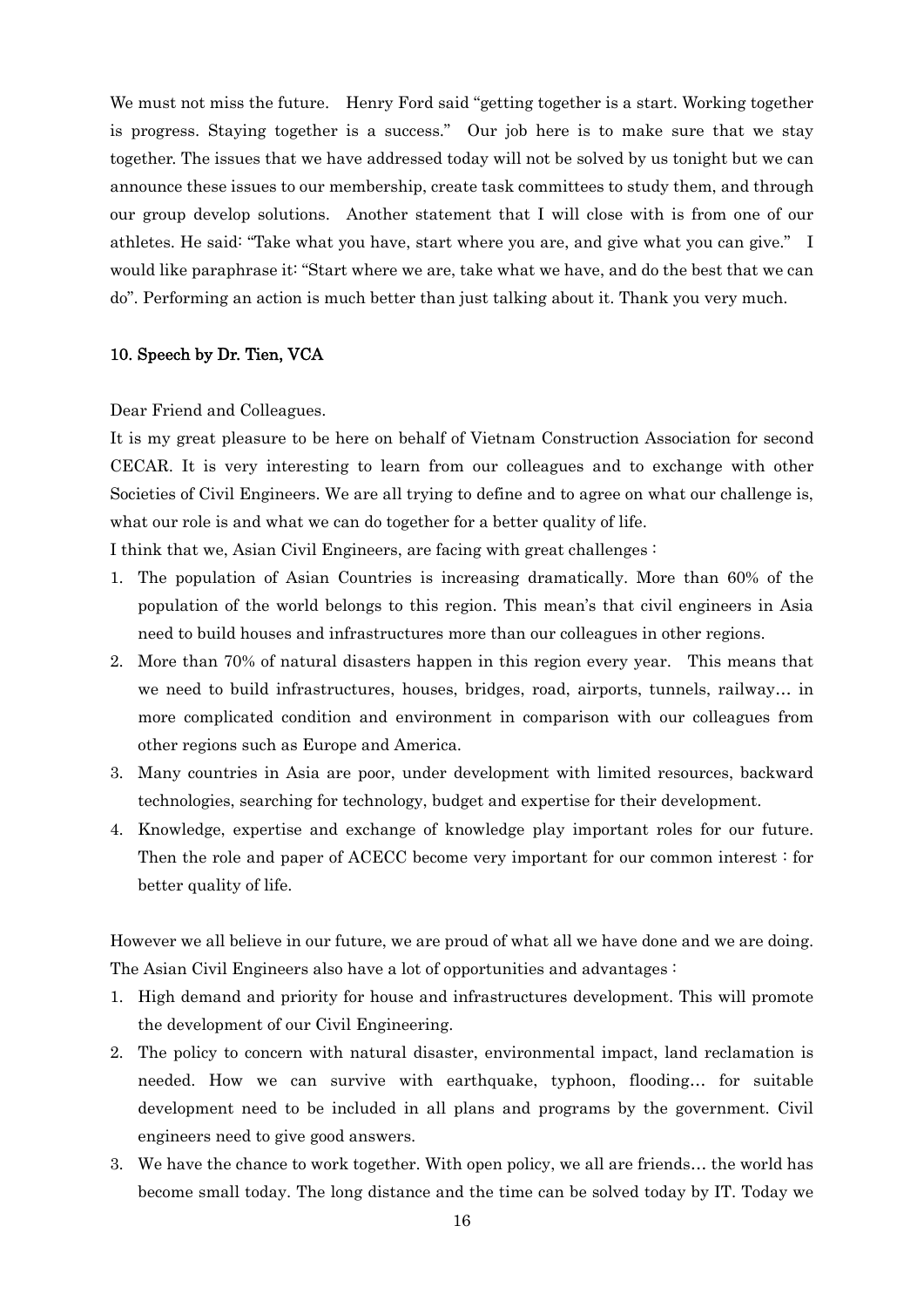We must not miss the future. Henry Ford said "getting together is a start. Working together is progress. Staying together is a success." Our job here is to make sure that we stay together. The issues that we have addressed today will not be solved by us tonight but we can announce these issues to our membership, create task committees to study them, and through our group develop solutions. Another statement that I will close with is from one of our athletes. He said: "Take what you have, start where you are, and give what you can give." I would like paraphrase it: "Start where we are, take what we have, and do the best that we can do". Performing an action is much better than just talking about it. Thank you very much.

### 10. Speech by Dr. Tien, VCA

Dear Friend and Colleagues.

It is my great pleasure to be here on behalf of Vietnam Construction Association for second CECAR. It is very interesting to learn from our colleagues and to exchange with other Societies of Civil Engineers. We are all trying to define and to agree on what our challenge is, what our role is and what we can do together for a better quality of life.

I think that we, Asian Civil Engineers, are facing with great challenges :

1. The population of Asian Countries is increasing dramatically. More than 60% of the population of the world belongs to this region. This mean's that civil engineers in Asia need to build houses and infrastructures more than our colleagues in other regions.
2. More than 70% of natural disasters happen in this region every year. This means that we need to build infrastructures, houses, bridges, road, airports, tunnels, railway… in more complicated condition and environment in comparison with our colleagues from other regions such as Europe and America.
3. Many countries in Asia are poor, under development with limited resources, backward technologies, searching for technology, budget and expertise for their development.
4. Knowledge, expertise and exchange of knowledge play important roles for our future. Then the role and paper of ACECC become very important for our common interest : for better quality of life.

However we all believe in our future, we are proud of what all we have done and we are doing. The Asian Civil Engineers also have a lot of opportunities and advantages :

1. High demand and priority for house and infrastructures development. This will promote the development of our Civil Engineering.
2. The policy to concern with natural disaster, environmental impact, land reclamation is needed. How we can survive with earthquake, typhoon, flooding… for suitable development need to be included in all plans and programs by the government. Civil engineers need to give good answers.
3. We have the chance to work together. With open policy, we all are friends… the world has become small today. The long distance and the time can be solved today by IT. Today we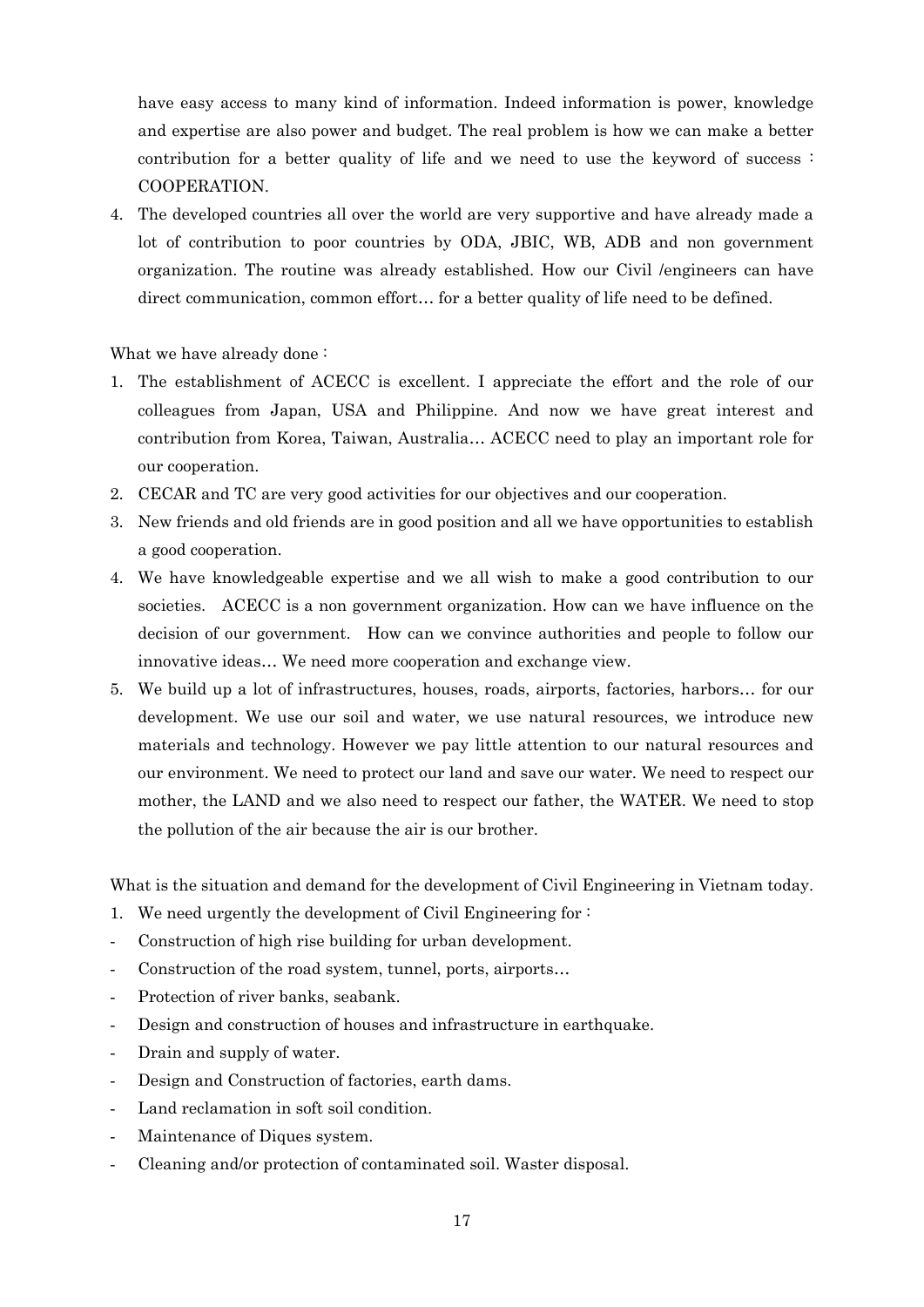have easy access to many kind of information. Indeed information is power, knowledge and expertise are also power and budget. The real problem is how we can make a better contribution for a better quality of life and we need to use the keyword of success : COOPERATION.

4. The developed countries all over the world are very supportive and have already made a lot of contribution to poor countries by ODA, JBIC, WB, ADB and non government organization. The routine was already established. How our Civil /engineers can have direct communication, common effort… for a better quality of life need to be defined.

What we have already done :

1. The establishment of ACECC is excellent. I appreciate the effort and the role of our colleagues from Japan, USA and Philippine. And now we have great interest and contribution from Korea, Taiwan, Australia… ACECC need to play an important role for our cooperation.
2. CECAR and TC are very good activities for our objectives and our cooperation.
3. New friends and old friends are in good position and all we have opportunities to establish a good cooperation.
4. We have knowledgeable expertise and we all wish to make a good contribution to our societies. ACECC is a non government organization. How can we have influence on the decision of our government. How can we convince authorities and people to follow our innovative ideas… We need more cooperation and exchange view.
5. We build up a lot of infrastructures, houses, roads, airports, factories, harbors… for our development. We use our soil and water, we use natural resources, we introduce new materials and technology. However we pay little attention to our natural resources and our environment. We need to protect our land and save our water. We need to respect our mother, the LAND and we also need to respect our father, the WATER. We need to stop the pollution of the air because the air is our brother.

What is the situation and demand for the development of Civil Engineering in Vietnam today.

1. We need urgently the development of Civil Engineering for :

- Construction of high rise building for urban development.
- Construction of the road system, tunnel, ports, airports…
- Protection of river banks, seabank.
- Design and construction of houses and infrastructure in earthquake.
- Drain and supply of water.
- Design and Construction of factories, earth dams.
- Land reclamation in soft soil condition.
- Maintenance of Diques system.
- Cleaning and/or protection of contaminated soil. Waster disposal.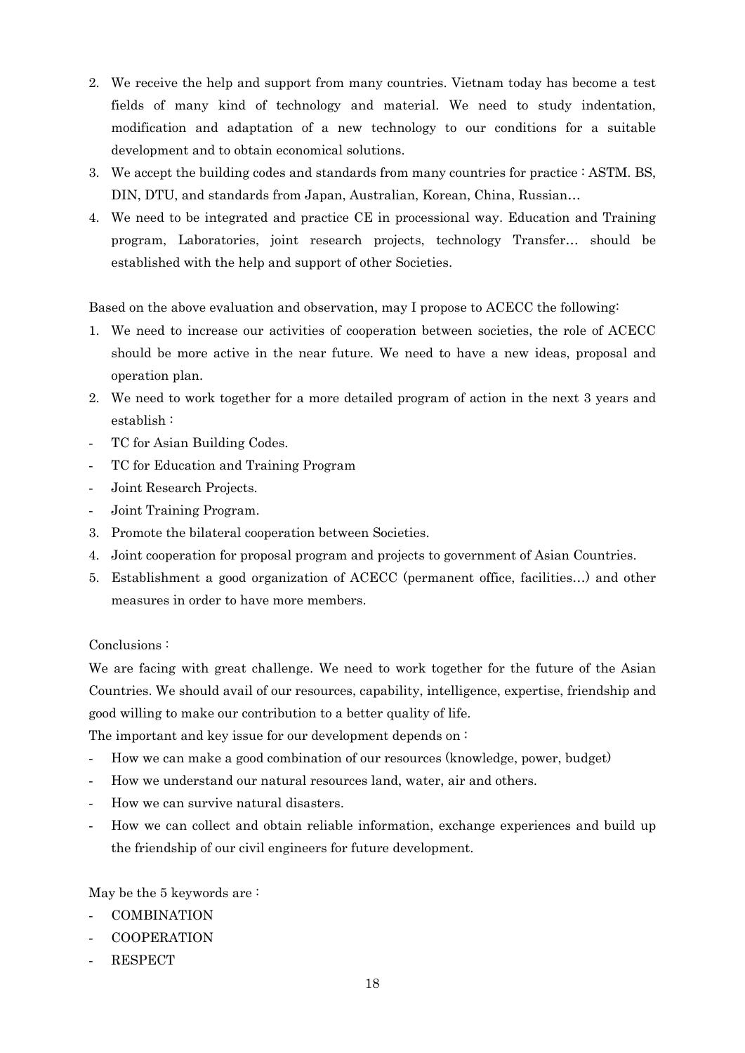2. We receive the help and support from many countries. Vietnam today has become a test fields of many kind of technology and material. We need to study indentation, modification and adaptation of a new technology to our conditions for a suitable development and to obtain economical solutions.
3. We accept the building codes and standards from many countries for practice : ASTM. BS, DIN, DTU, and standards from Japan, Australian, Korean, China, Russian…
4. We need to be integrated and practice CE in processional way. Education and Training program, Laboratories, joint research projects, technology Transfer… should be established with the help and support of other Societies.

Based on the above evaluation and observation, may I propose to ACECC the following:

1. We need to increase our activities of cooperation between societies, the role of ACECC should be more active in the near future. We need to have a new ideas, proposal and operation plan.
2. We need to work together for a more detailed program of action in the next 3 years and establish :
   - TC for Asian Building Codes.
   - TC for Education and Training Program
   - Joint Research Projects.
   - Joint Training Program.
3. Promote the bilateral cooperation between Societies.
4. Joint cooperation for proposal program and projects to government of Asian Countries.
5. Establishment a good organization of ACECC (permanent office, facilities…) and other measures in order to have more members.

Conclusions :

We are facing with great challenge. We need to work together for the future of the Asian Countries. We should avail of our resources, capability, intelligence, expertise, friendship and good willing to make our contribution to a better quality of life.

The important and key issue for our development depends on :

- How we can make a good combination of our resources (knowledge, power, budget)
- How we understand our natural resources land, water, air and others.
- How we can survive natural disasters.
- How we can collect and obtain reliable information, exchange experiences and build up the friendship of our civil engineers for future development.

May be the 5 keywords are :

- COMBINATION
- COOPERATION
- RESPECT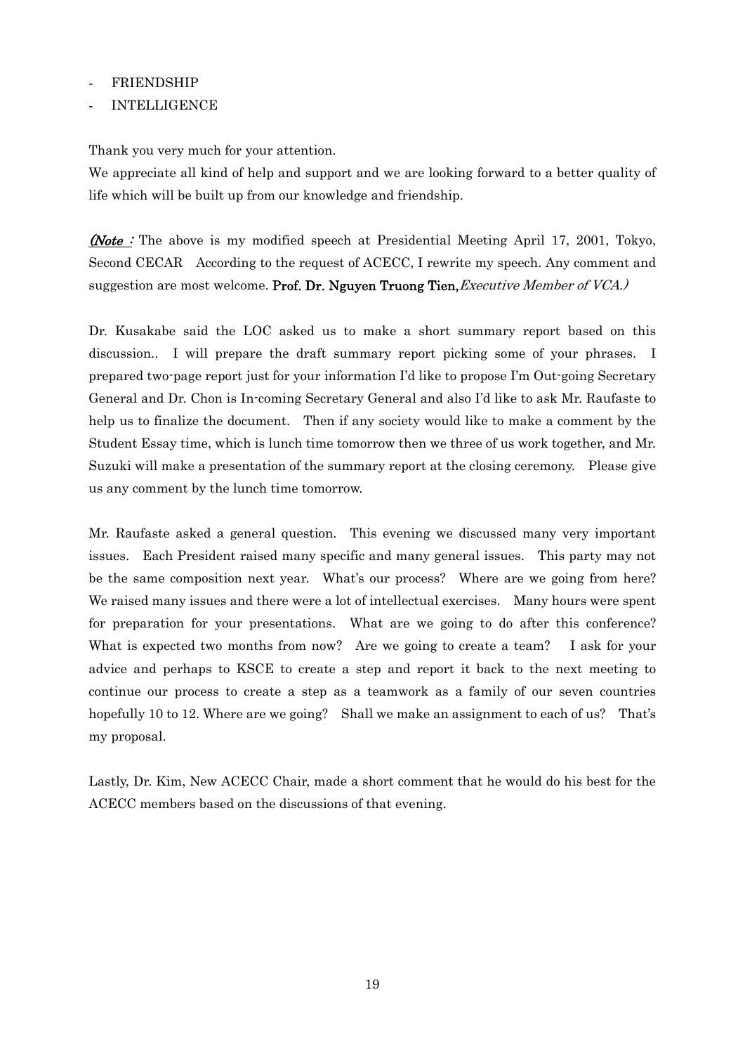- FRIENDSHIP
- INTELLIGENCE

Thank you very much for your attention.

We appreciate all kind of help and support and we are looking forward to a better quality of life which will be built up from our knowledge and friendship.

***(Note :*** The above is my modified speech at Presidential Meeting April 17, 2001, Tokyo, Second CECAR　According to the request of ACECC, I rewrite my speech. Any comment and suggestion are most welcome. **Prof. Dr. Nguyen Truong Tien,** *Executive Member of VCA.)*

Dr. Kusakabe said the LOC asked us to make a short summary report based on this discussion.. I will prepare the draft summary report picking some of your phrases. I prepared two-page report just for your information I'd like to propose I'm Out-going Secretary General and Dr. Chon is In-coming Secretary General and also I'd like to ask Mr. Raufaste to help us to finalize the document. Then if any society would like to make a comment by the Student Essay time, which is lunch time tomorrow then we three of us work together, and Mr. Suzuki will make a presentation of the summary report at the closing ceremony. Please give us any comment by the lunch time tomorrow.

Mr. Raufaste asked a general question. This evening we discussed many very important issues. Each President raised many specific and many general issues. This party may not be the same composition next year. What's our process? Where are we going from here? We raised many issues and there were a lot of intellectual exercises. Many hours were spent for preparation for your presentations. What are we going to do after this conference? What is expected two months from now? Are we going to create a team? I ask for your advice and perhaps to KSCE to create a step and report it back to the next meeting to continue our process to create a step as a teamwork as a family of our seven countries hopefully 10 to 12. Where are we going? Shall we make an assignment to each of us? That's my proposal.

Lastly, Dr. Kim, New ACECC Chair, made a short comment that he would do his best for the ACECC members based on the discussions of that evening.